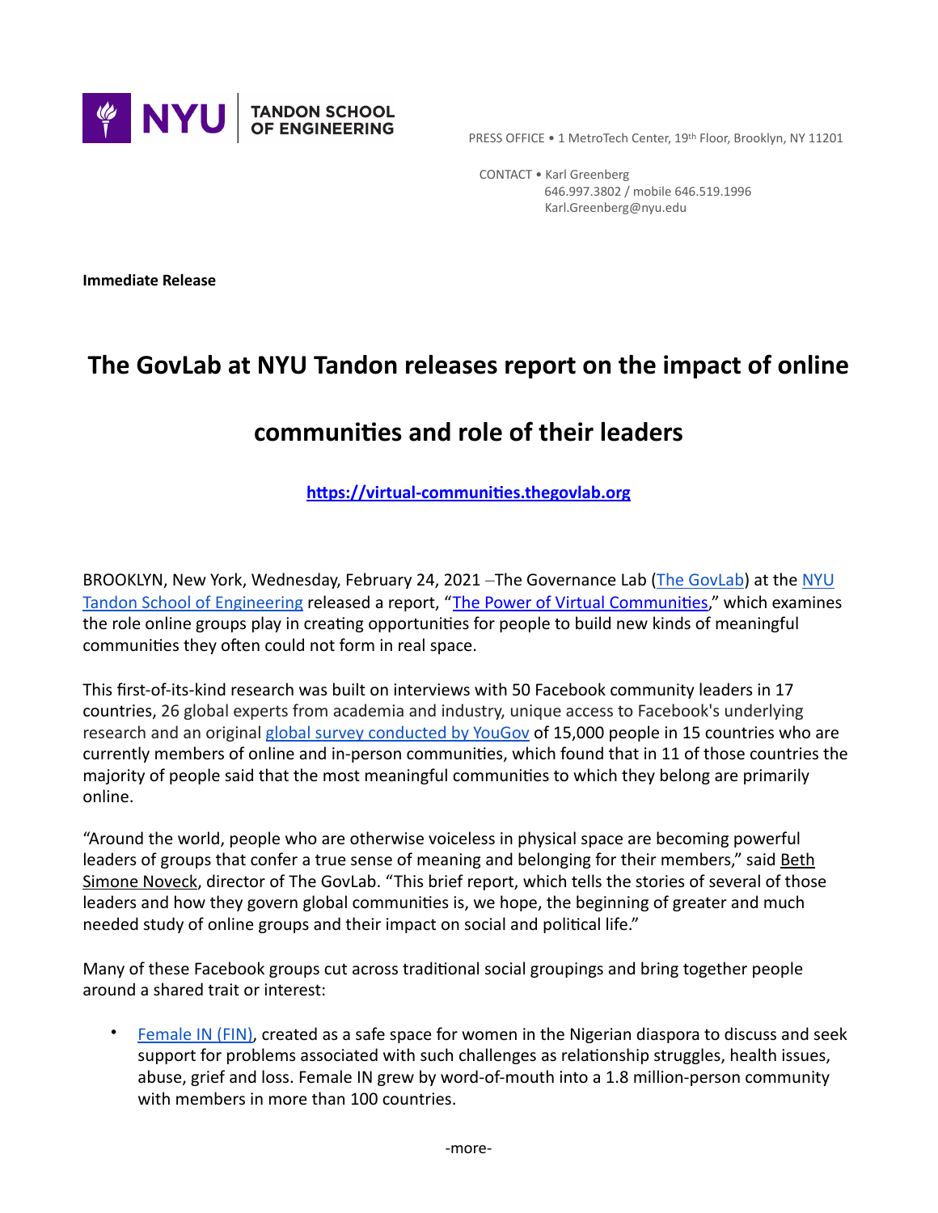NYU TANDON SCHOOL OF ENGINEERING

PRESS OFFICE • 1 MetroTech Center, 19th Floor, Brooklyn, NY 11201

CONTACT • Karl Greenberg
646.997.3802 / mobile 646.519.1996
Karl.Greenberg@nyu.edu

**Immediate Release**

# The GovLab at NYU Tandon releases report on the impact of online communities and role of their leaders

**https://virtual-communities.thegovlab.org**

BROOKLYN, New York, Wednesday, February 24, 2021 –The Governance Lab (The GovLab) at the NYU Tandon School of Engineering released a report, "The Power of Virtual Communities," which examines the role online groups play in creating opportunities for people to build new kinds of meaningful communities they often could not form in real space.

This first-of-its-kind research was built on interviews with 50 Facebook community leaders in 17 countries, 26 global experts from academia and industry, unique access to Facebook's underlying research and an original global survey conducted by YouGov of 15,000 people in 15 countries who are currently members of online and in-person communities, which found that in 11 of those countries the majority of people said that the most meaningful communities to which they belong are primarily online.

"Around the world, people who are otherwise voiceless in physical space are becoming powerful leaders of groups that confer a true sense of meaning and belonging for their members," said Beth Simone Noveck, director of The GovLab. "This brief report, which tells the stories of several of those leaders and how they govern global communities is, we hope, the beginning of greater and much needed study of online groups and their impact on social and political life."

Many of these Facebook groups cut across traditional social groupings and bring together people around a shared trait or interest:

- Female IN (FIN), created as a safe space for women in the Nigerian diaspora to discuss and seek support for problems associated with such challenges as relationship struggles, health issues, abuse, grief and loss. Female IN grew by word-of-mouth into a 1.8 million-person community with members in more than 100 countries.

-more-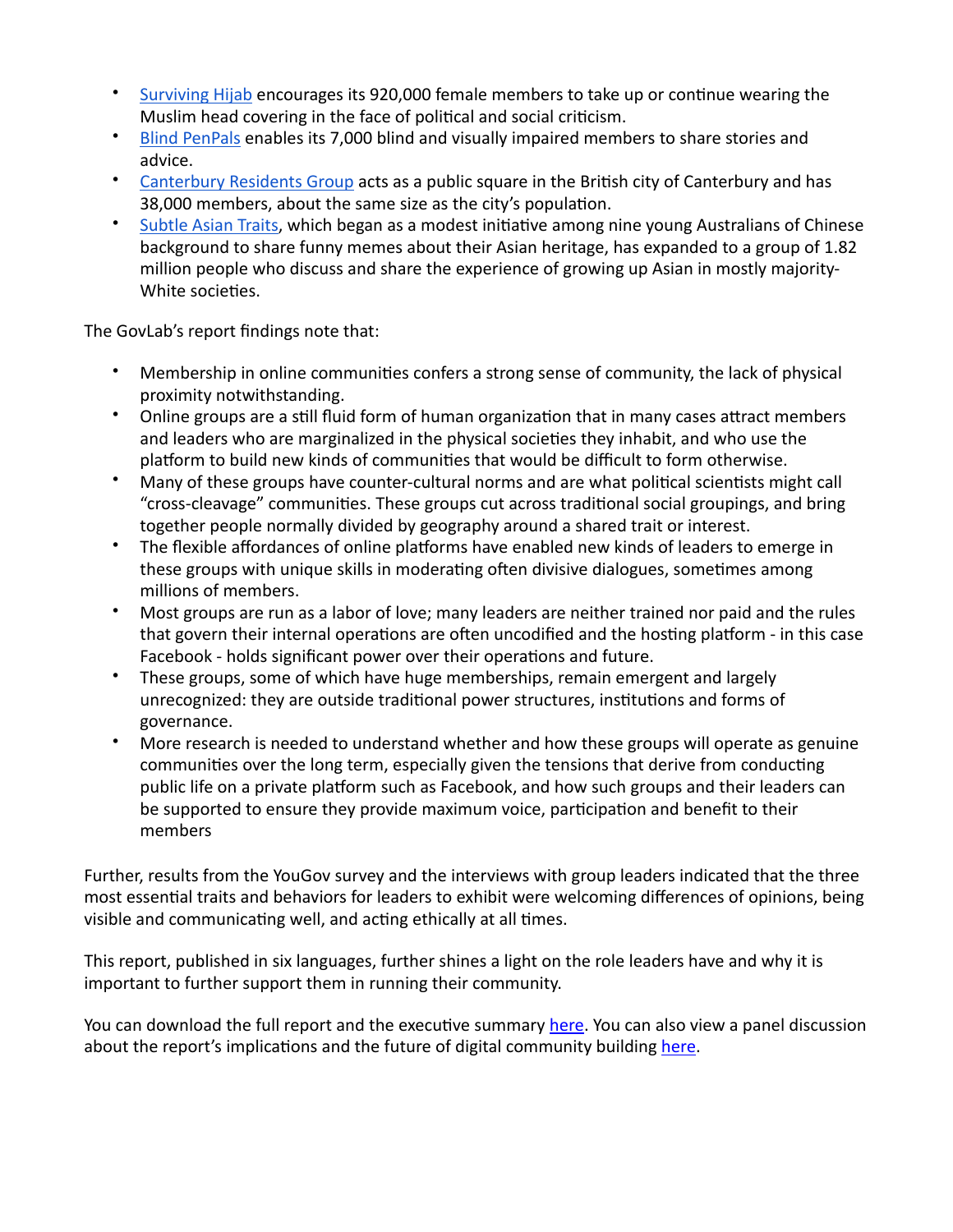- [Surviving Hijab](#) encourages its 920,000 female members to take up or continue wearing the Muslim head covering in the face of political and social criticism.
- [Blind PenPals](#) enables its 7,000 blind and visually impaired members to share stories and advice.
- [Canterbury Residents Group](#) acts as a public square in the British city of Canterbury and has 38,000 members, about the same size as the city's population.
- [Subtle Asian Traits](#), which began as a modest initiative among nine young Australians of Chinese background to share funny memes about their Asian heritage, has expanded to a group of 1.82 million people who discuss and share the experience of growing up Asian in mostly majority-White societies.

The GovLab's report findings note that:

- Membership in online communities confers a strong sense of community, the lack of physical proximity notwithstanding.
- Online groups are a still fluid form of human organization that in many cases attract members and leaders who are marginalized in the physical societies they inhabit, and who use the platform to build new kinds of communities that would be difficult to form otherwise.
- Many of these groups have counter-cultural norms and are what political scientists might call "cross-cleavage" communities. These groups cut across traditional social groupings, and bring together people normally divided by geography around a shared trait or interest.
- The flexible affordances of online platforms have enabled new kinds of leaders to emerge in these groups with unique skills in moderating often divisive dialogues, sometimes among millions of members.
- Most groups are run as a labor of love; many leaders are neither trained nor paid and the rules that govern their internal operations are often uncodified and the hosting platform - in this case Facebook - holds significant power over their operations and future.
- These groups, some of which have huge memberships, remain emergent and largely unrecognized: they are outside traditional power structures, institutions and forms of governance.
- More research is needed to understand whether and how these groups will operate as genuine communities over the long term, especially given the tensions that derive from conducting public life on a private platform such as Facebook, and how such groups and their leaders can be supported to ensure they provide maximum voice, participation and benefit to their members

Further, results from the YouGov survey and the interviews with group leaders indicated that the three most essential traits and behaviors for leaders to exhibit were welcoming differences of opinions, being visible and communicating well, and acting ethically at all times.

This report, published in six languages, further shines a light on the role leaders have and why it is important to further support them in running their community.

You can download the full report and the executive summary [here](#). You can also view a panel discussion about the report's implications and the future of digital community building [here](#).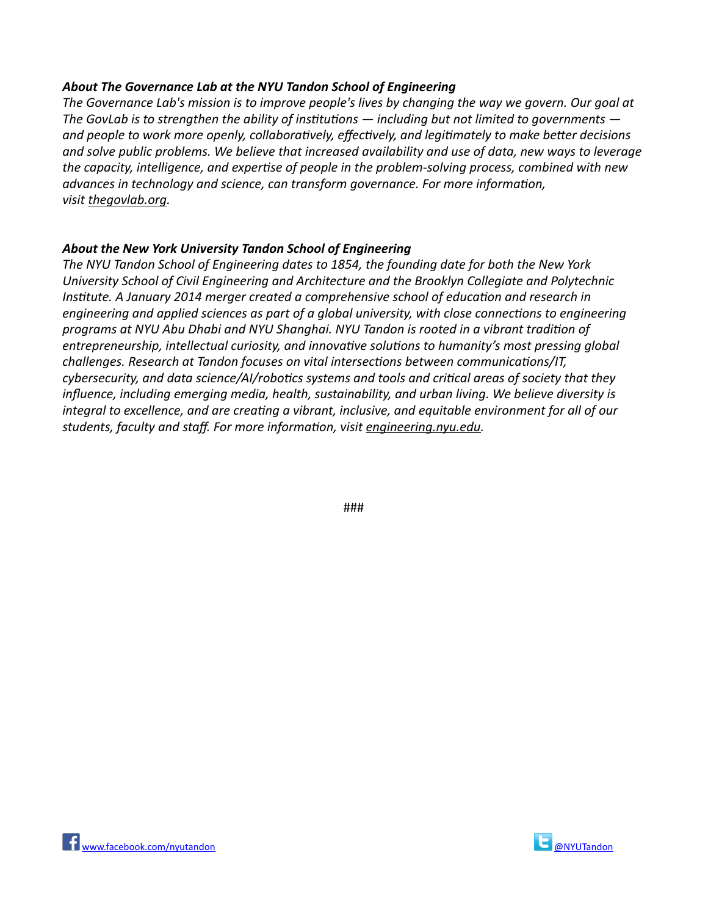***About The Governance Lab at the NYU Tandon School of Engineering***

*The Governance Lab's mission is to improve people's lives by changing the way we govern. Our goal at The GovLab is to strengthen the ability of institutions — including but not limited to governments — and people to work more openly, collaboratively, effectively, and legitimately to make better decisions and solve public problems. We believe that increased availability and use of data, new ways to leverage the capacity, intelligence, and expertise of people in the problem-solving process, combined with new advances in technology and science, can transform governance. For more information, visit thegovlab.org.*

***About the New York University Tandon School of Engineering***

*The NYU Tandon School of Engineering dates to 1854, the founding date for both the New York University School of Civil Engineering and Architecture and the Brooklyn Collegiate and Polytechnic Institute. A January 2014 merger created a comprehensive school of education and research in engineering and applied sciences as part of a global university, with close connections to engineering programs at NYU Abu Dhabi and NYU Shanghai. NYU Tandon is rooted in a vibrant tradition of entrepreneurship, intellectual curiosity, and innovative solutions to humanity's most pressing global challenges. Research at Tandon focuses on vital intersections between communications/IT, cybersecurity, and data science/AI/robotics systems and tools and critical areas of society that they influence, including emerging media, health, sustainability, and urban living. We believe diversity is integral to excellence, and are creating a vibrant, inclusive, and equitable environment for all of our students, faculty and staff. For more information, visit engineering.nyu.edu.*

###

www.facebook.com/nyutandon

@NYUTandon